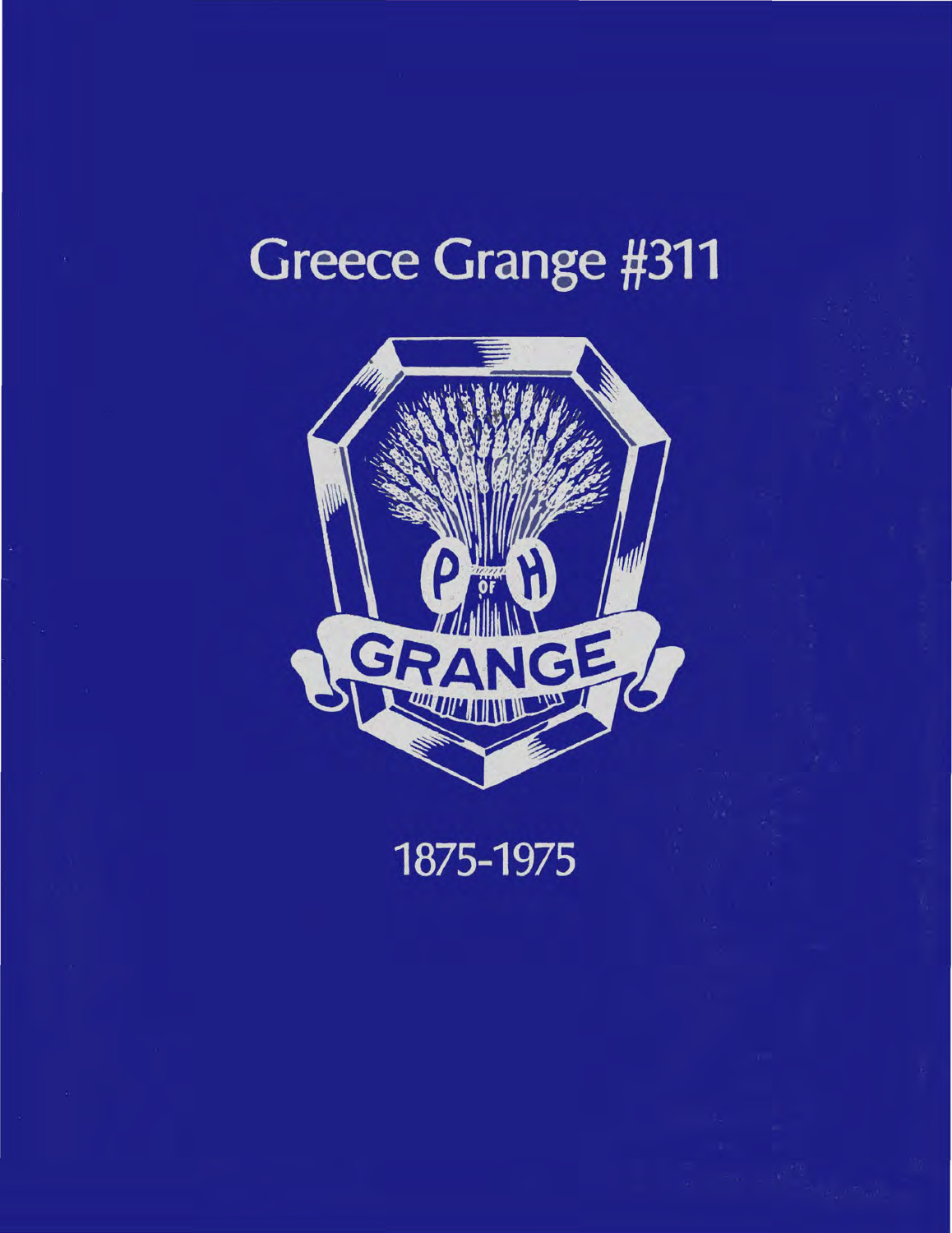# Greece Grange #311

P OF H

GRANGE

1875-1975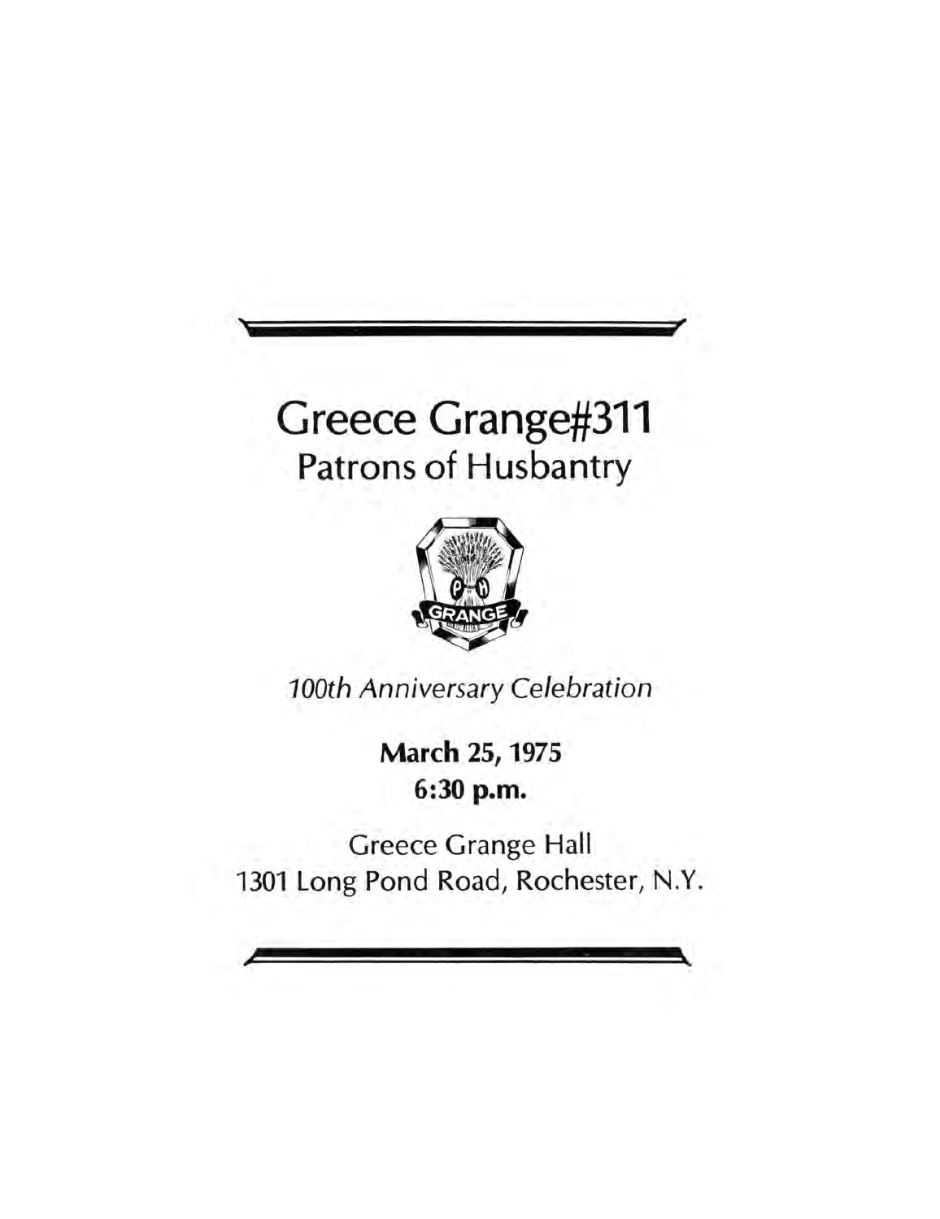# Greece Grange#311
## Patrons of Husbantry

*100th Anniversary Celebration*

**March 25, 1975**
**6:30 p.m.**

Greece Grange Hall
1301 Long Pond Road, Rochester, N.Y.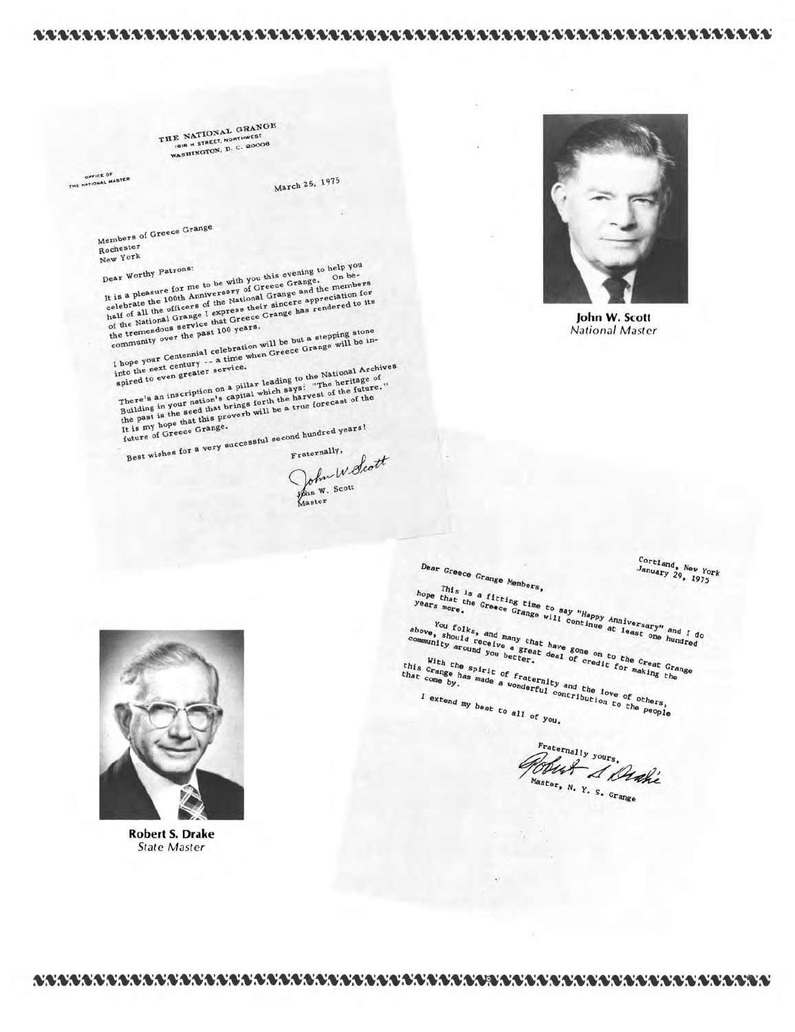THE NATIONAL GRANGE
1616 H STREET, NORTHWEST
WASHINGTON, D. C. 20006

OFFICE OF
THE NATIONAL MASTER

March 25, 1975

Members of Greece Grange
Rochester
New York

Dear Worthy Patrons:

It is a pleasure for me to be with you this evening to help you celebrate the 100th Anniversary of Greece Grange. On behalf of all the officers of the National Grange and the members of the National Grange I express their sincere appreciation for the tremendous service that Greece Grange has rendered to its community over the past 100 years.

I hope your Centennial celebration will be but a stepping stone into the next century -- a time when Greece Grange will be inspired to even greater service.

There's an inscription on a pillar leading to the National Archives Building in your nation's capital which says: "The heritage of the past is the seed that brings forth the harvest of the future." It is my hope that this proverb will be a true forecast of the future of Greece Grange.

Best wishes for a very successful second hundred years!

Fraternally,

John W. Scott
John W. Scott
Master

**John W. Scott**
*National Master*

Cortland, New York
January 29, 1975

Dear Greece Grange Members,

This is a fitting time to say "Happy Anniversary" and I do hope that the Greece Grange will continue at least one hundred years more.

You folks, and many that have gone on to the Great Grange above, should receive a great deal of credit for making the community around you better.

With the spirit of fraternity and the love of others, this Grange has made a wonderful contribution to the people that come by.

I extend my best to all of you.

Fraternally yours,

Robert S. Drake
Master, N. Y. S. Grange

**Robert S. Drake**
*State Master*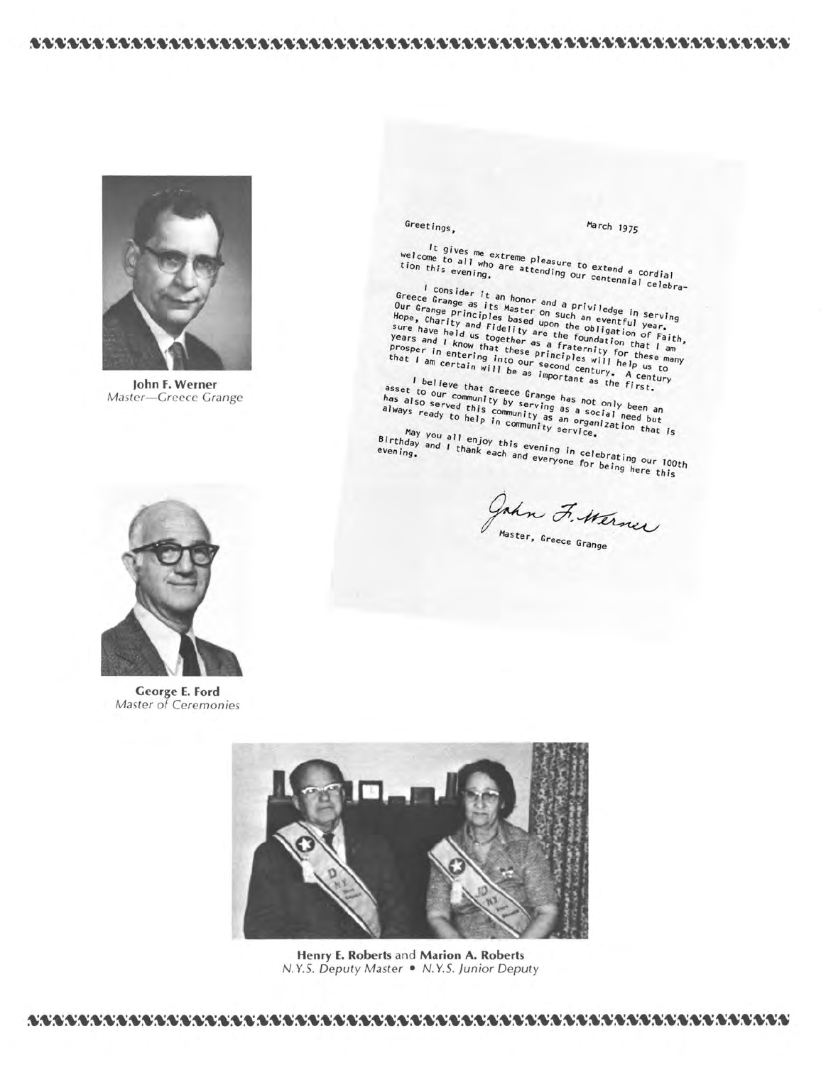John F. Werner
*Master—Greece Grange*

Greetings, March 1975

It gives me extreme pleasure to extend a cordial welcome to all who are attending our centennial celebration this evening.

I consider it an honor and a priviledge in serving Greece Grange as its Master on such an eventful year. Our Grange principles based upon the obligation of Faith, Hope, Charity and Fidelity are the foundation that I am sure have held us together as a fraternity for these many years and I know that these principles will help us to prosper in entering into our second century. A century that I am certain will be as important as the first.

I believe that Greece Grange has not only been an asset to our community by serving as a social need but has also served this community as an organization that is always ready to help in community service.

May you all enjoy this evening in celebrating our 100th Birthday and I thank each and everyone for being here this evening.

John F. Werner
Master, Greece Grange

George E. Ford
*Master of Ceremonies*

**Henry E. Roberts** and **Marion A. Roberts**
*N.Y.S. Deputy Master • N.Y.S. Junior Deputy*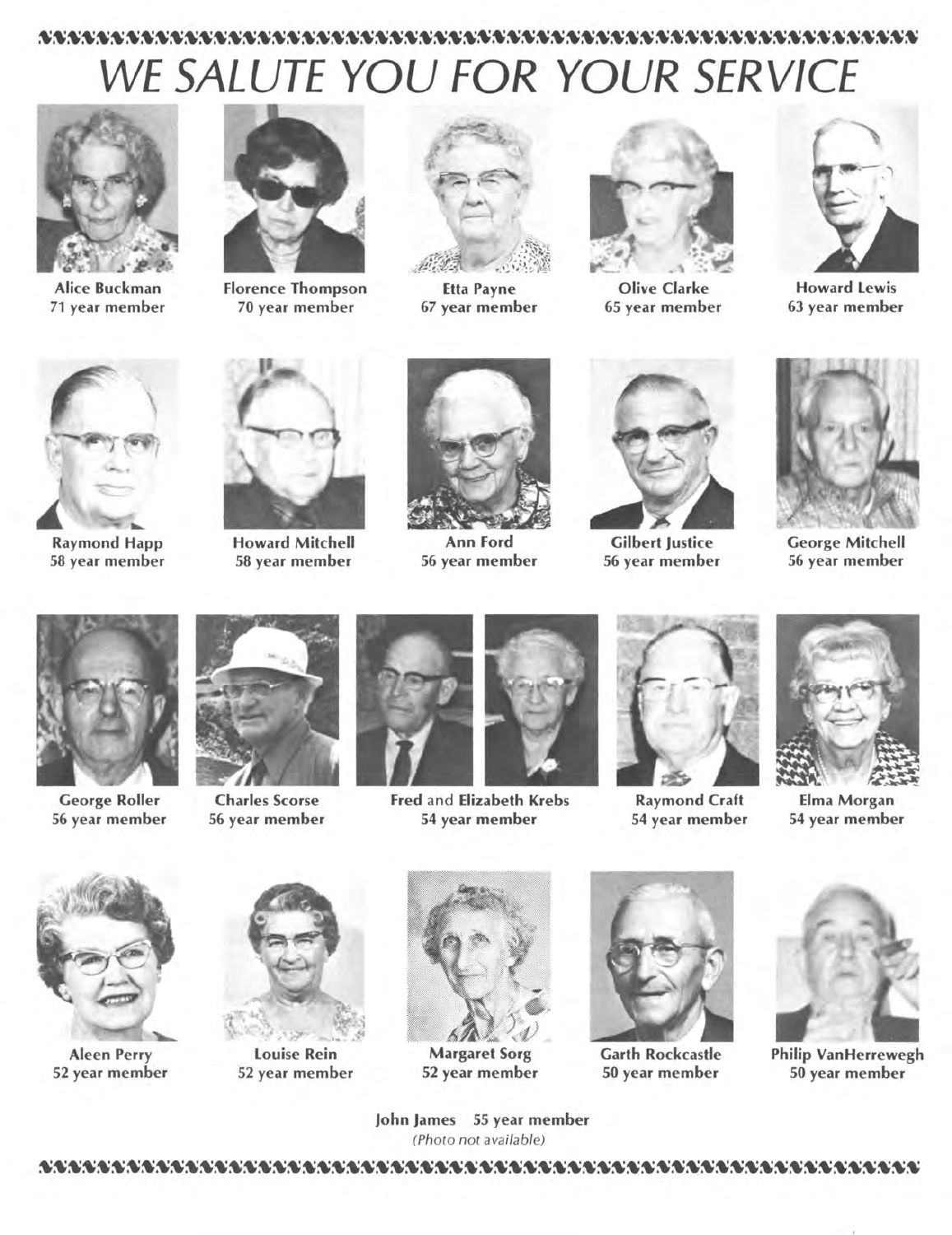# WE SALUTE YOU FOR YOUR SERVICE

**Alice Buckman**
71 year member

**Florence Thompson**
70 year member

**Etta Payne**
67 year member

**Olive Clarke**
65 year member

**Howard Lewis**
63 year member

**Raymond Happ**
58 year member

**Howard Mitchell**
58 year member

**Ann Ford**
56 year member

**Gilbert Justice**
56 year member

**George Mitchell**
56 year member

**George Roller**
56 year member

**Charles Scorse**
56 year member

**Fred** and **Elizabeth Krebs**
54 year member

**Raymond Craft**
54 year member

**Elma Morgan**
54 year member

**Aleen Perry**
52 year member

**Louise Rein**
52 year member

**Margaret Sorg**
52 year member

**Garth Rockcastle**
50 year member

**Philip VanHerrewegh**
50 year member

**John James** 55 year member
*(Photo not available)*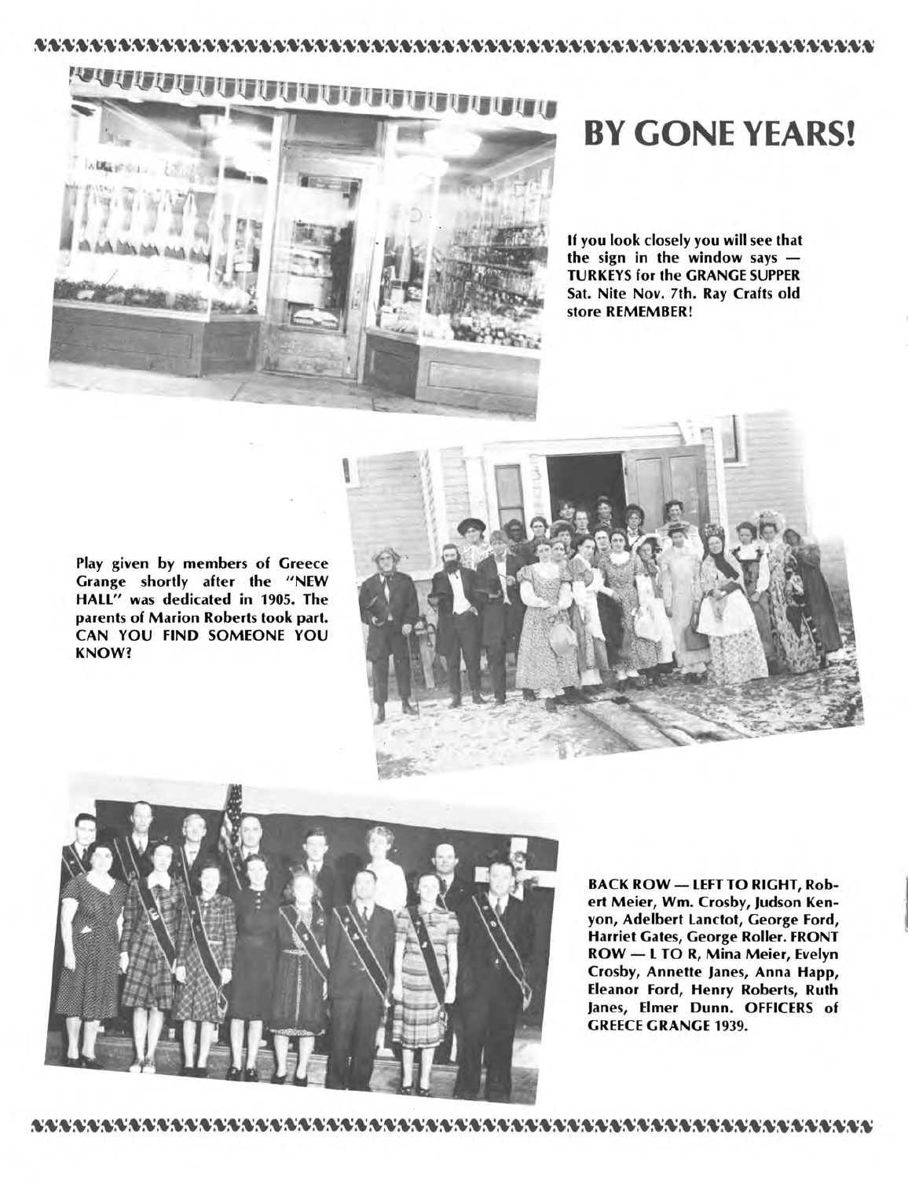# BY GONE YEARS!

**If you look closely you will see that the sign in the window says — TURKEYS for the GRANGE SUPPER Sat. Nite Nov. 7th. Ray Crafts old store REMEMBER!**

**Play given by members of Greece Grange shortly after the "NEW HALL" was dedicated in 1905. The parents of Marion Roberts took part. CAN YOU FIND SOMEONE YOU KNOW?**

**BACK ROW — LEFT TO RIGHT, Robert Meier, Wm. Crosby, Judson Kenyon, Adelbert Lanctot, George Ford, Harriet Gates, George Roller. FRONT ROW — L TO R, Mina Meier, Evelyn Crosby, Annette Janes, Anna Happ, Eleanor Ford, Henry Roberts, Ruth Janes, Elmer Dunn. OFFICERS of GREECE GRANGE 1939.**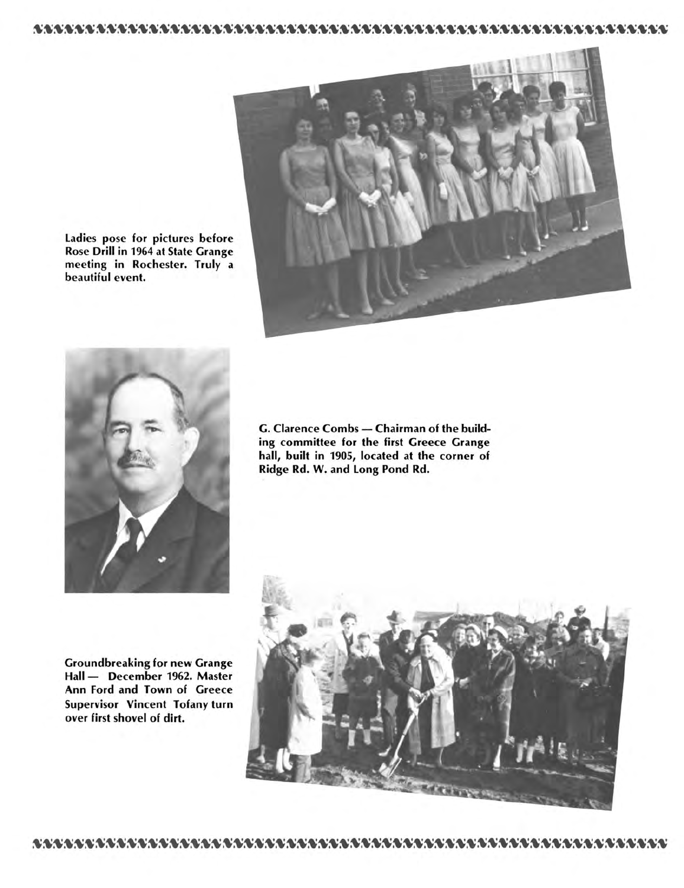Ladies pose for pictures before Rose Drill in 1964 at State Grange meeting in Rochester. Truly a beautiful event.

G. Clarence Combs — Chairman of the building committee for the first Greece Grange hall, built in 1905, located at the corner of Ridge Rd. W. and Long Pond Rd.

Groundbreaking for new Grange Hall — December 1962. Master Ann Ford and Town of Greece Supervisor Vincent Tofany turn over first shovel of dirt.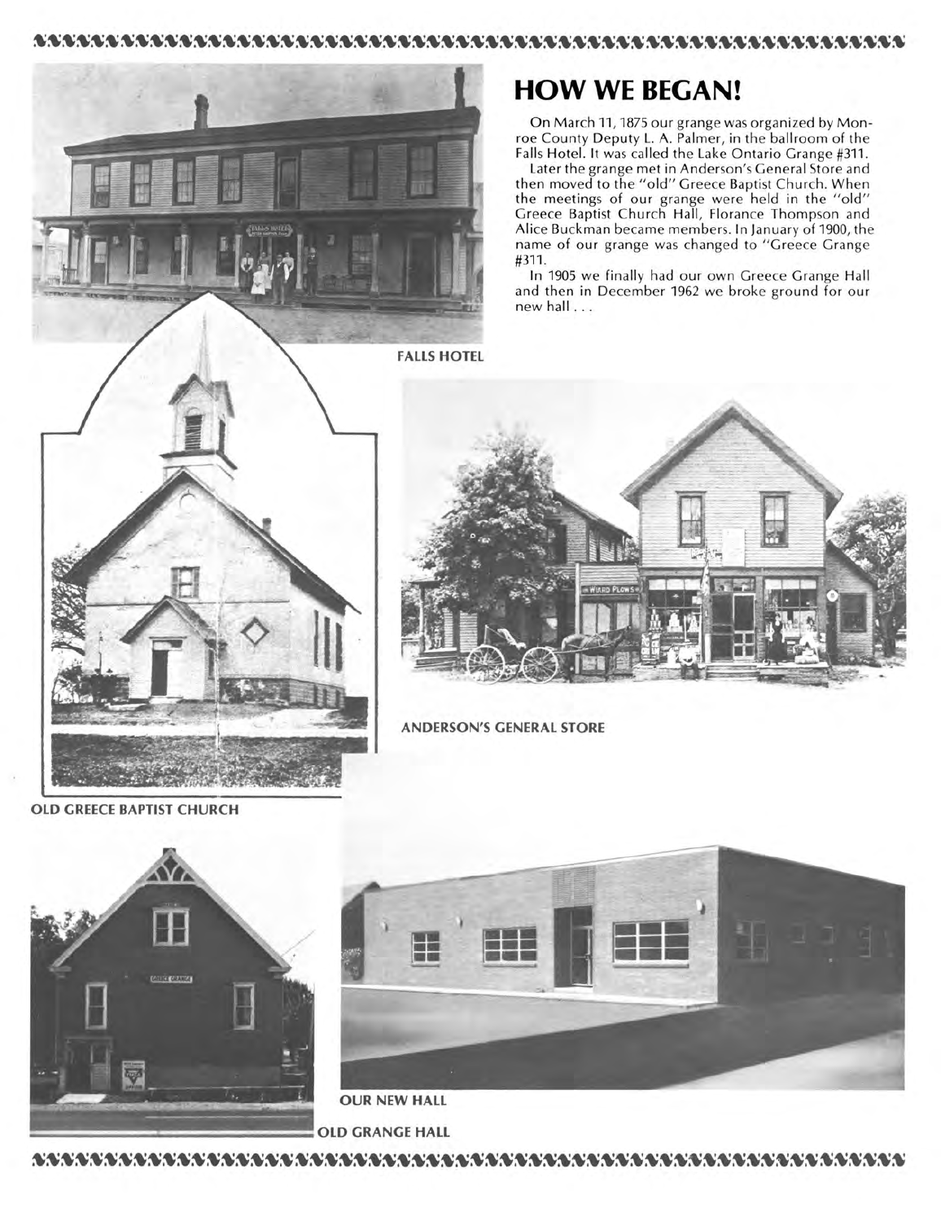# HOW WE BEGAN!

On March 11, 1875 our grange was organized by Monroe County Deputy L. A. Palmer, in the ballroom of the Falls Hotel. It was called the Lake Ontario Grange #311.

Later the grange met in Anderson's General Store and then moved to the "old" Greece Baptist Church. When the meetings of our grange were held in the "old" Greece Baptist Church Hall, Florance Thompson and Alice Buckman became members. In January of 1900, the name of our grange was changed to "Greece Grange #311.

In 1905 we finally had our own Greece Grange Hall and then in December 1962 we broke ground for our new hall . . .

FALLS HOTEL

ANDERSON'S GENERAL STORE

OLD GREECE BAPTIST CHURCH

OUR NEW HALL

OLD GRANGE HALL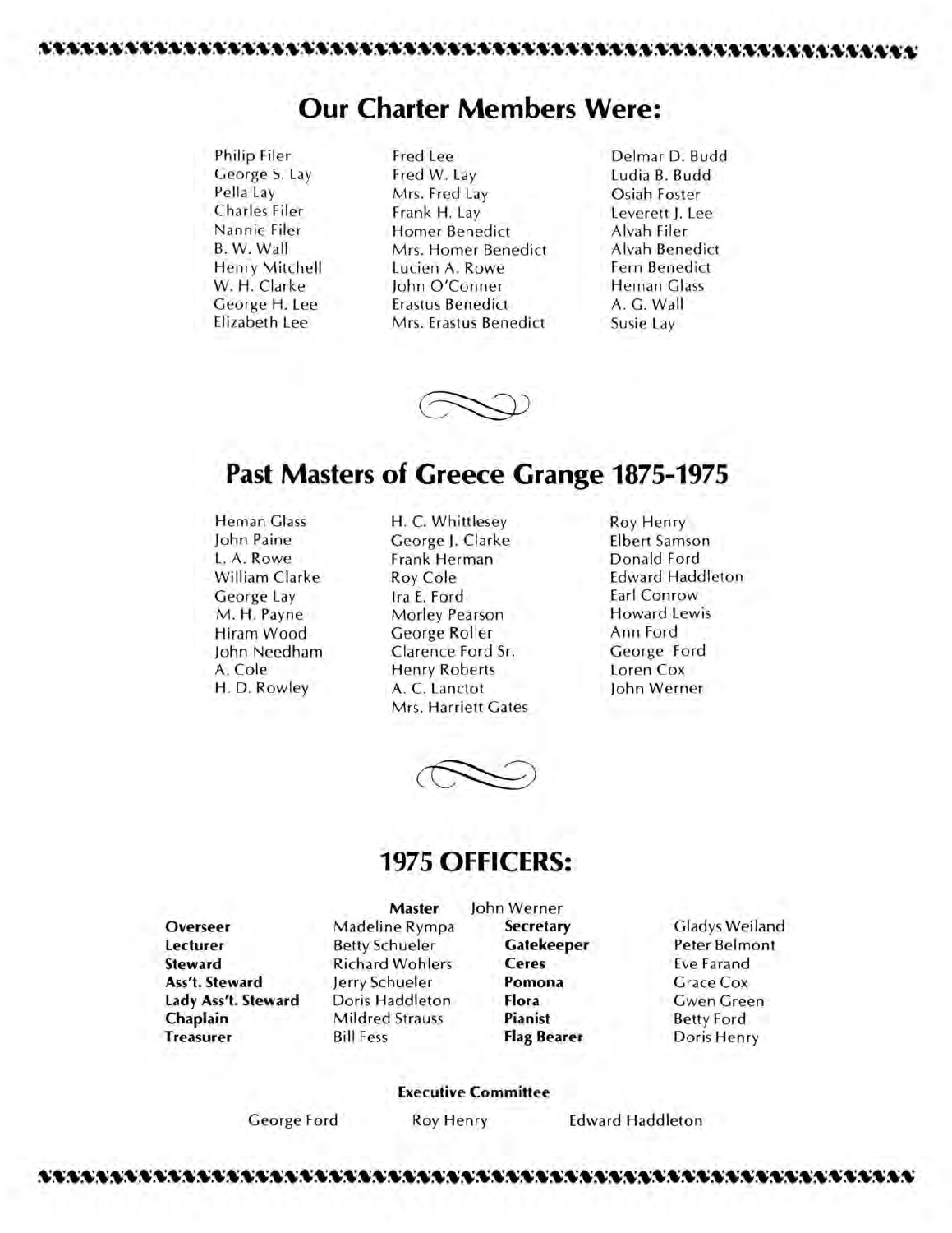## Our Charter Members Were:

Philip Filer
George S. Lay
Pella Lay
Charles Filer
Nannie Filer
B. W. Wall
Henry Mitchell
W. H. Clarke
George H. Lee
Elizabeth Lee
Fred Lee
Fred W. Lay
Mrs. Fred Lay
Frank H. Lay
Homer Benedict
Mrs. Homer Benedict
Lucien A. Rowe
John O'Conner
Erastus Benedict
Mrs. Erastus Benedict
Delmar D. Budd
Ludia B. Budd
Osiah Foster
Leverett J. Lee
Alvah Filer
Alvah Benedict
Fern Benedict
Heman Glass
A. G. Wall
Susie Lay

## Past Masters of Greece Grange 1875-1975

Heman Glass
John Paine
L. A. Rowe
William Clarke
George Lay
M. H. Payne
Hiram Wood
John Needham
A. Cole
H. D. Rowley
H. C. Whittlesey
George J. Clarke
Frank Herman
Roy Cole
Ira E. Ford
Morley Pearson
George Roller
Clarence Ford Sr.
Henry Roberts
A. C. Lanctot
Mrs. Harriett Gates
Roy Henry
Elbert Samson
Donald Ford
Edward Haddleton
Earl Conrow
Howard Lewis
Ann Ford
George Ford
Loren Cox
John Werner

## 1975 OFFICERS:

**Master** John Werner

| Office | Name | Office | Name |
|---|---|---|---|
| **Overseer** | Madeline Rympa | **Secretary** | Gladys Weiland |
| **Lecturer** | Betty Schueler | **Gatekeeper** | Peter Belmont |
| **Steward** | Richard Wohlers | **Ceres** | Eve Farand |
| **Ass't. Steward** | Jerry Schueler | **Pomona** | Grace Cox |
| **Lady Ass't. Steward** | Doris Haddleton | **Flora** | Gwen Green |
| **Chaplain** | Mildred Strauss | **Pianist** | Betty Ford |
| **Treasurer** | Bill Fess | **Flag Bearer** | Doris Henry |

**Executive Committee**

George Ford    Roy Henry    Edward Haddleton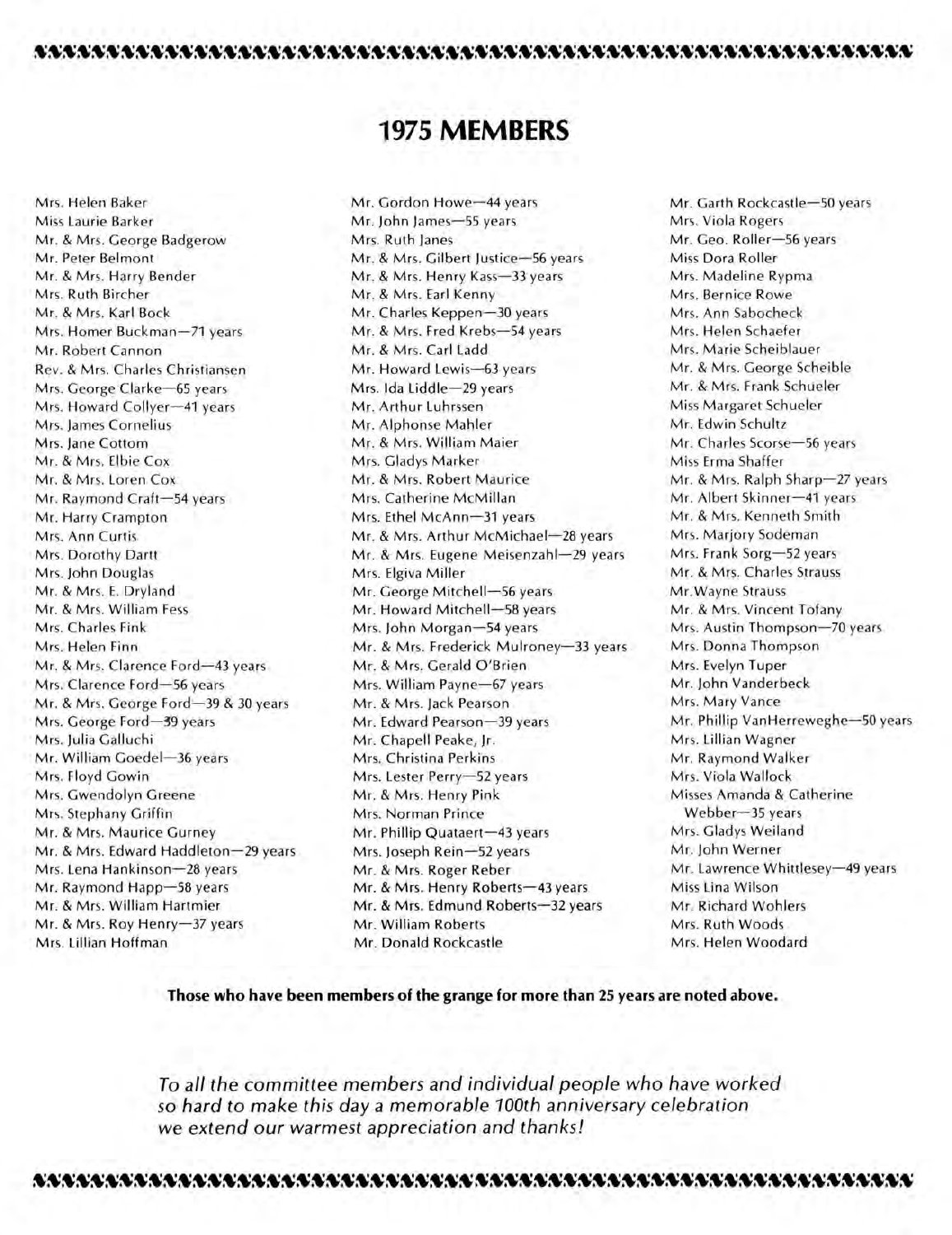# 1975 MEMBERS

Mrs. Helen Baker
Miss Laurie Barker
Mr. & Mrs. George Badgerow
Mr. Peter Belmont
Mr. & Mrs. Harry Bender
Mrs. Ruth Bircher
Mr. & Mrs. Karl Bock
Mrs. Homer Buckman—71 years
Mr. Robert Cannon
Rev. & Mrs. Charles Christiansen
Mrs. George Clarke—65 years
Mrs. Howard Collyer—41 years
Mrs. James Cornelius
Mrs. Jane Cottom
Mr. & Mrs. Elbie Cox
Mr. & Mrs. Loren Cox
Mr. Raymond Craft—54 years
Mr. Harry Crampton
Mrs. Ann Curtis
Mrs. Dorothy Dartt
Mrs. John Douglas
Mr. & Mrs. E. Dryland
Mr. & Mrs. William Fess
Mrs. Charles Fink
Mrs. Helen Finn
Mr. & Mrs. Clarence Ford—43 years
Mrs. Clarence Ford—56 years
Mr. & Mrs. George Ford—39 & 30 years
Mrs. George Ford—39 years
Mrs. Julia Galluchi
Mr. William Goedel—36 years
Mrs. Floyd Gowin
Mrs. Gwendolyn Greene
Mrs. Stephany Griffin
Mr. & Mrs. Maurice Gurney
Mr. & Mrs. Edward Haddleton—29 years
Mrs. Lena Hankinson—28 years
Mr. Raymond Happ—58 years
Mr. & Mrs. William Hartmier
Mr. & Mrs. Roy Henry—37 years
Mrs. Lillian Hoffman
Mr. Gordon Howe—44 years
Mr. John James—55 years
Mrs. Ruth Janes
Mr. & Mrs. Gilbert Justice—56 years
Mr. & Mrs. Henry Kass—33 years
Mr. & Mrs. Earl Kenny
Mr. Charles Keppen—30 years
Mr. & Mrs. Fred Krebs—54 years
Mr. & Mrs. Carl Ladd
Mr. Howard Lewis—63 years
Mrs. Ida Liddle—29 years
Mr. Arthur Luhrssen
Mr. Alphonse Mahler
Mr. & Mrs. William Maier
Mrs. Gladys Marker
Mr. & Mrs. Robert Maurice
Mrs. Catherine McMillan
Mrs. Ethel McAnn—31 years
Mr. & Mrs. Arthur McMichael—28 years
Mr. & Mrs. Eugene Meisenzahl—29 years
Mrs. Elgiva Miller
Mr. George Mitchell—56 years
Mr. Howard Mitchell—58 years
Mrs. John Morgan—54 years
Mr. & Mrs. Frederick Mulroney—33 years
Mr. & Mrs. Gerald O'Brien
Mrs. William Payne—67 years
Mr. & Mrs. Jack Pearson
Mr. Edward Pearson—39 years
Mr. Chapell Peake, Jr.
Mrs. Christina Perkins
Mrs. Lester Perry—52 years
Mr. & Mrs. Henry Pink
Mrs. Norman Prince
Mr. Phillip Quataert—43 years
Mrs. Joseph Rein—52 years
Mr. & Mrs. Roger Reber
Mr. & Mrs. Henry Roberts—43 years
Mr. & Mrs. Edmund Roberts—32 years
Mr. William Roberts
Mr. Donald Rockcastle
Mr. Garth Rockcastle—50 years
Mrs. Viola Rogers
Mr. Geo. Roller—56 years
Miss Dora Roller
Mrs. Madeline Rypma
Mrs. Bernice Rowe
Mrs. Ann Sabocheck
Mrs. Helen Schaefer
Mrs. Marie Scheiblauer
Mr. & Mrs. George Scheible
Mr. & Mrs. Frank Schueler
Miss Margaret Schueler
Mr. Edwin Schultz
Mr. Charles Scorse—56 years
Miss Erma Shaffer
Mr. & Mrs. Ralph Sharp—27 years
Mr. Albert Skinner—41 years
Mr. & Mrs. Kenneth Smith
Mrs. Marjory Sodeman
Mrs. Frank Sorg—52 years
Mr. & Mrs. Charles Strauss
Mr. Wayne Strauss
Mr. & Mrs. Vincent Tofany
Mrs. Austin Thompson—70 years
Mrs. Donna Thompson
Mrs. Evelyn Tuper
Mr. John Vanderbeck
Mrs. Mary Vance
Mr. Phillip VanHerreweghe—50 years
Mrs. Lillian Wagner
Mr. Raymond Walker
Mrs. Viola Wallock
Misses Amanda & Catherine Webber—35 years
Mrs. Gladys Weiland
Mr. John Werner
Mr. Lawrence Whittlesey—49 years
Miss Lina Wilson
Mr. Richard Wohlers
Mrs. Ruth Woods
Mrs. Helen Woodard

**Those who have been members of the grange for more than 25 years are noted above.**

*To all the committee members and individual people who have worked so hard to make this day a memorable 100th anniversary celebration we extend our warmest appreciation and thanks!*